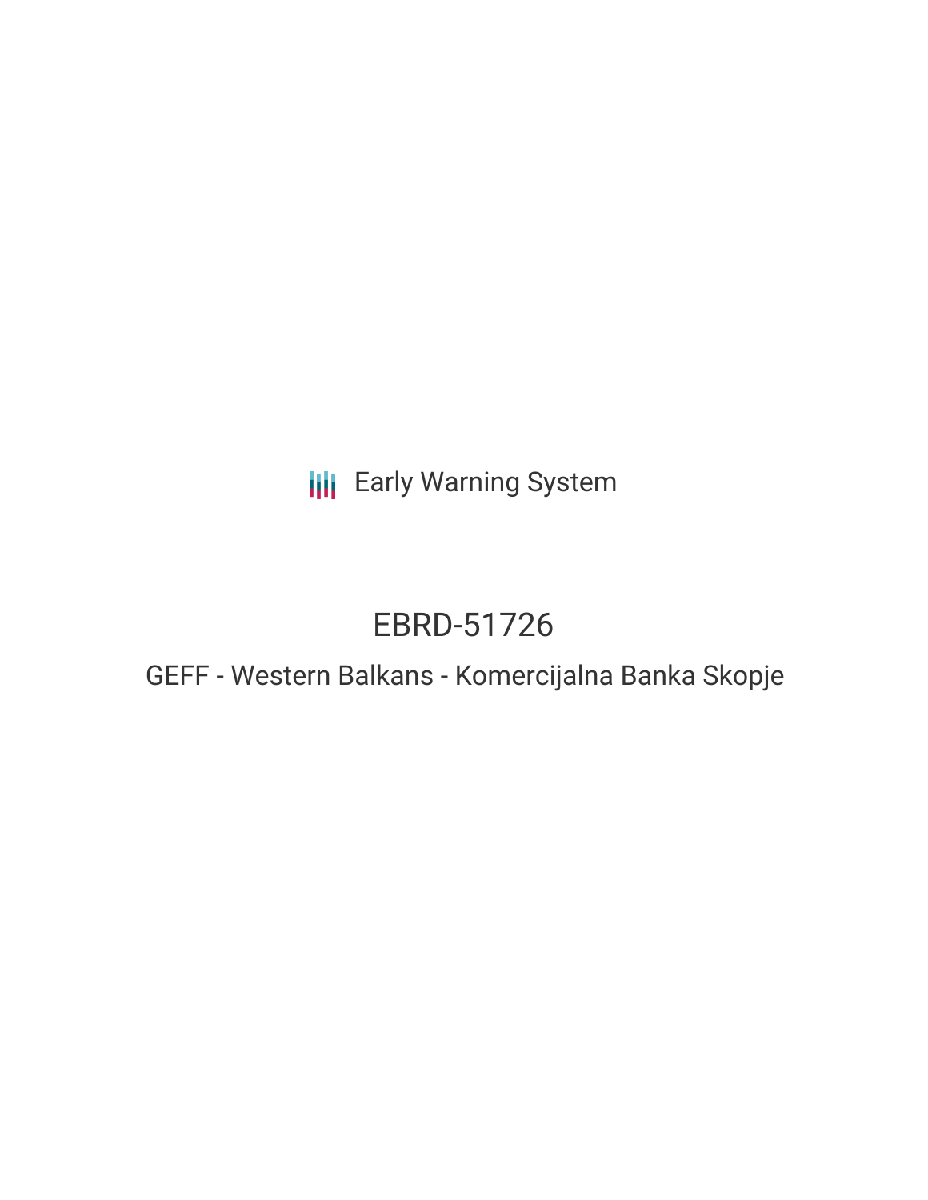Early Warning System

# EBRD-51726

## GEFF - Western Balkans - Komercijalna Banka Skopje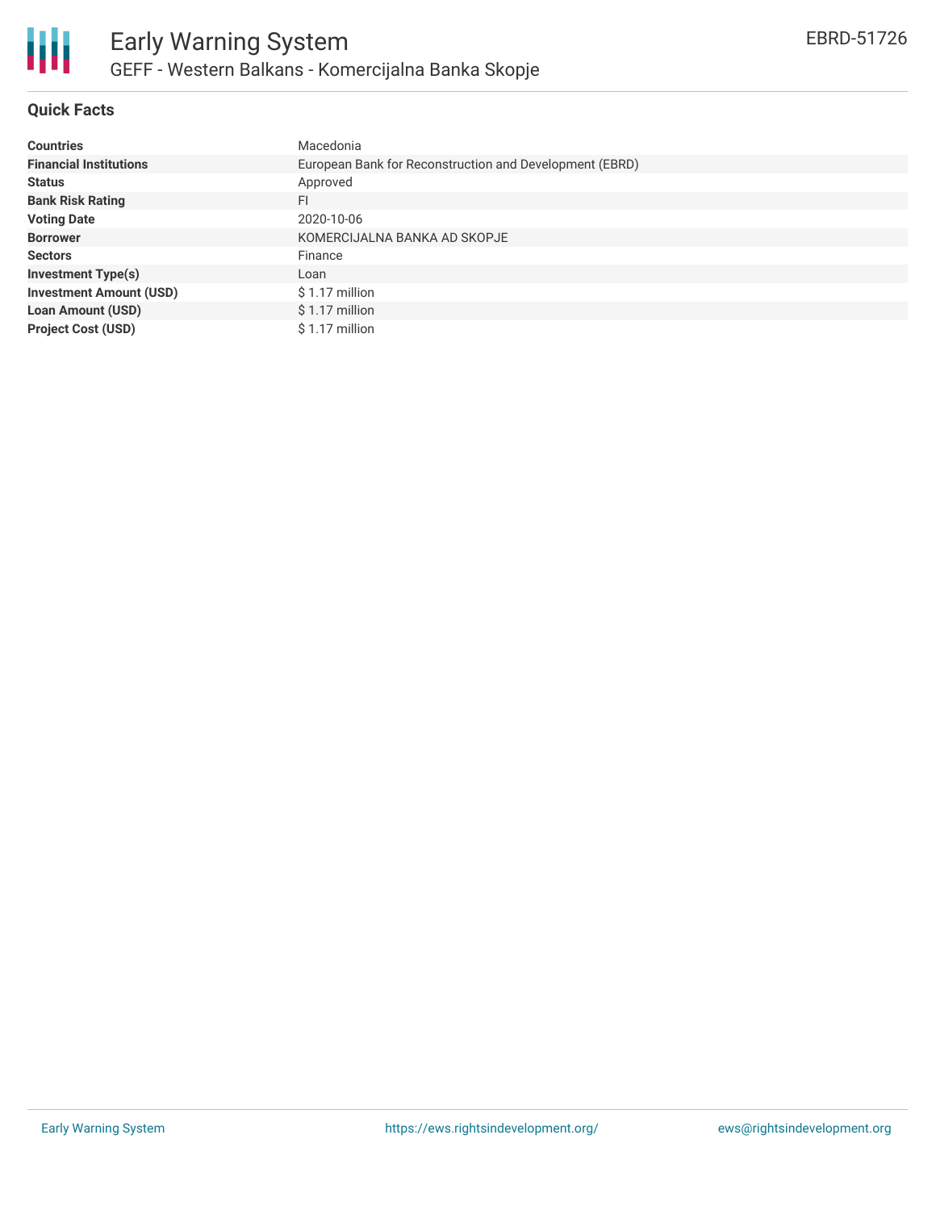# Early Warning System

## GEFF - Western Balkans - Komercijalna Banka Skopje

EBRD-51726

### Quick Facts

| | |
|---|---|
| **Countries** | Macedonia |
| **Financial Institutions** | European Bank for Reconstruction and Development (EBRD) |
| **Status** | Approved |
| **Bank Risk Rating** | FI |
| **Voting Date** | 2020-10-06 |
| **Borrower** | KOMERCIJALNA BANKA AD SKOPJE |
| **Sectors** | Finance |
| **Investment Type(s)** | Loan |
| **Investment Amount (USD)** | $ 1.17 million |
| **Loan Amount (USD)** | $ 1.17 million |
| **Project Cost (USD)** | $ 1.17 million |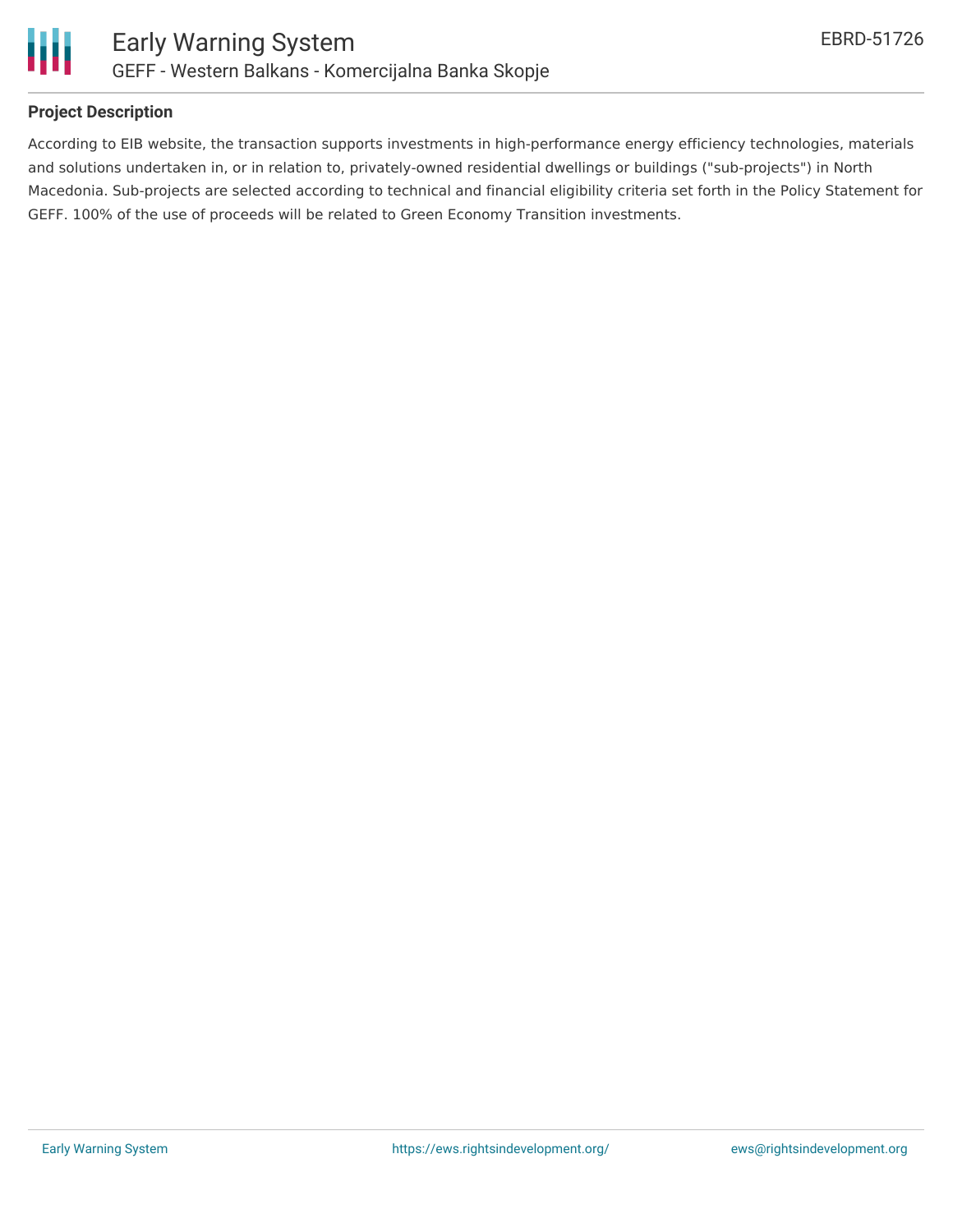### Project Description

According to EIB website, the transaction supports investments in high-performance energy efficiency technologies, materials and solutions undertaken in, or in relation to, privately-owned residential dwellings or buildings ("sub-projects") in North Macedonia. Sub-projects are selected according to technical and financial eligibility criteria set forth in the Policy Statement for GEFF. 100% of the use of proceeds will be related to Green Economy Transition investments.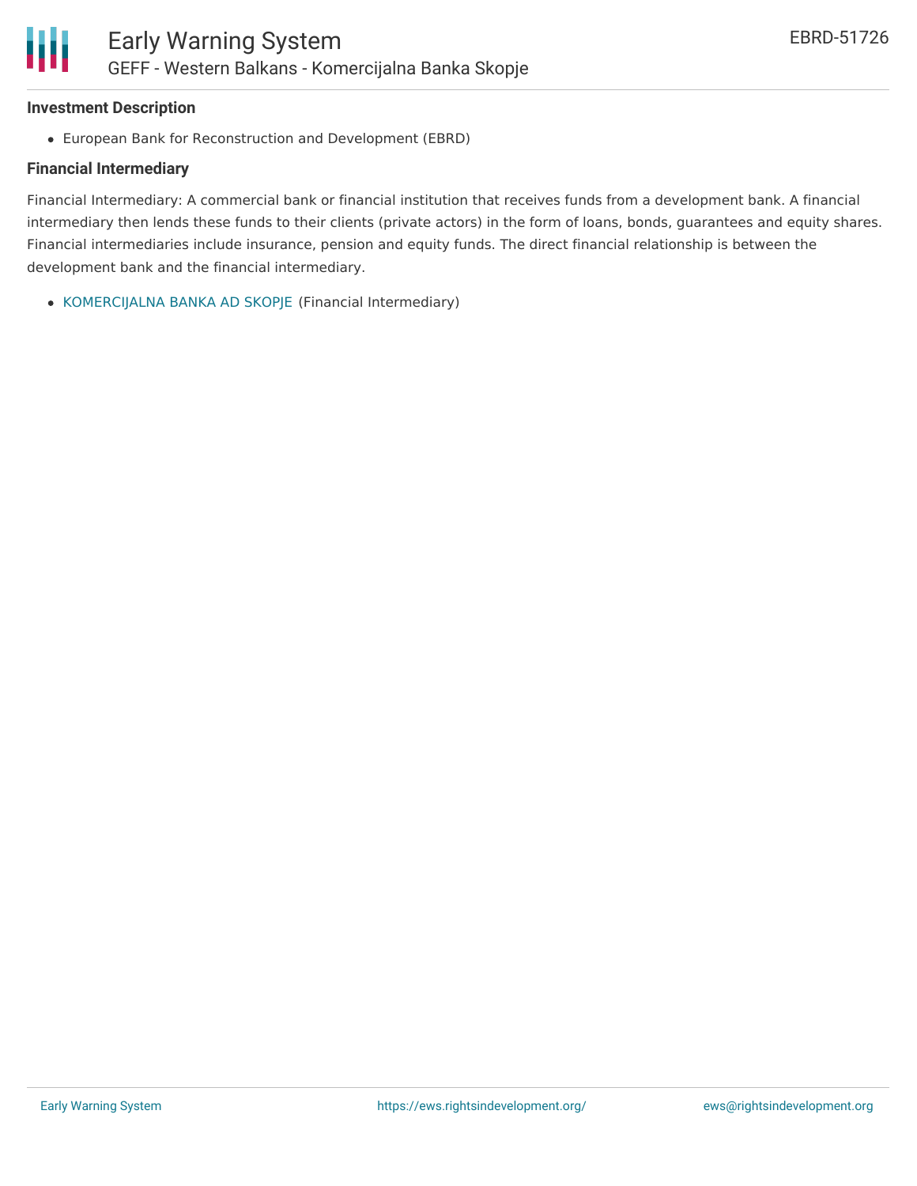### Investment Description

- European Bank for Reconstruction and Development (EBRD)

### Financial Intermediary

Financial Intermediary: A commercial bank or financial institution that receives funds from a development bank. A financial intermediary then lends these funds to their clients (private actors) in the form of loans, bonds, guarantees and equity shares. Financial intermediaries include insurance, pension and equity funds. The direct financial relationship is between the development bank and the financial intermediary.

- KOMERCIJALNA BANKA AD SKOPJE (Financial Intermediary)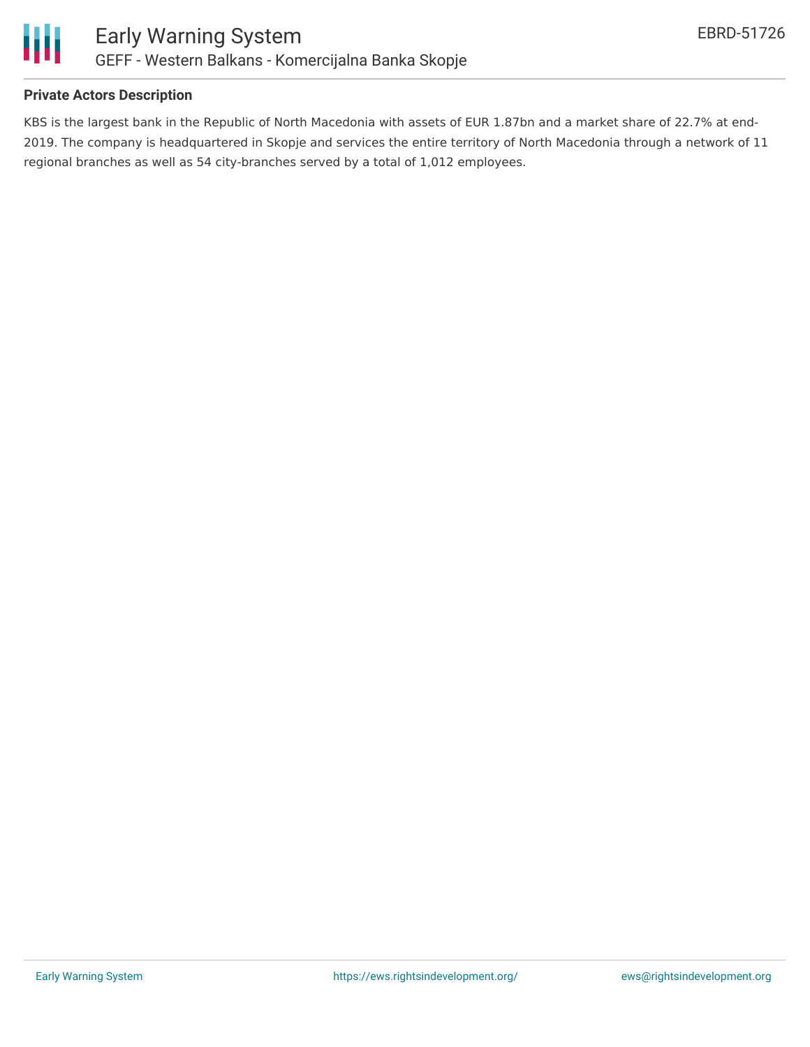### Private Actors Description

KBS is the largest bank in the Republic of North Macedonia with assets of EUR 1.87bn and a market share of 22.7% at end-2019. The company is headquartered in Skopje and services the entire territory of North Macedonia through a network of 11 regional branches as well as 54 city-branches served by a total of 1,012 employees.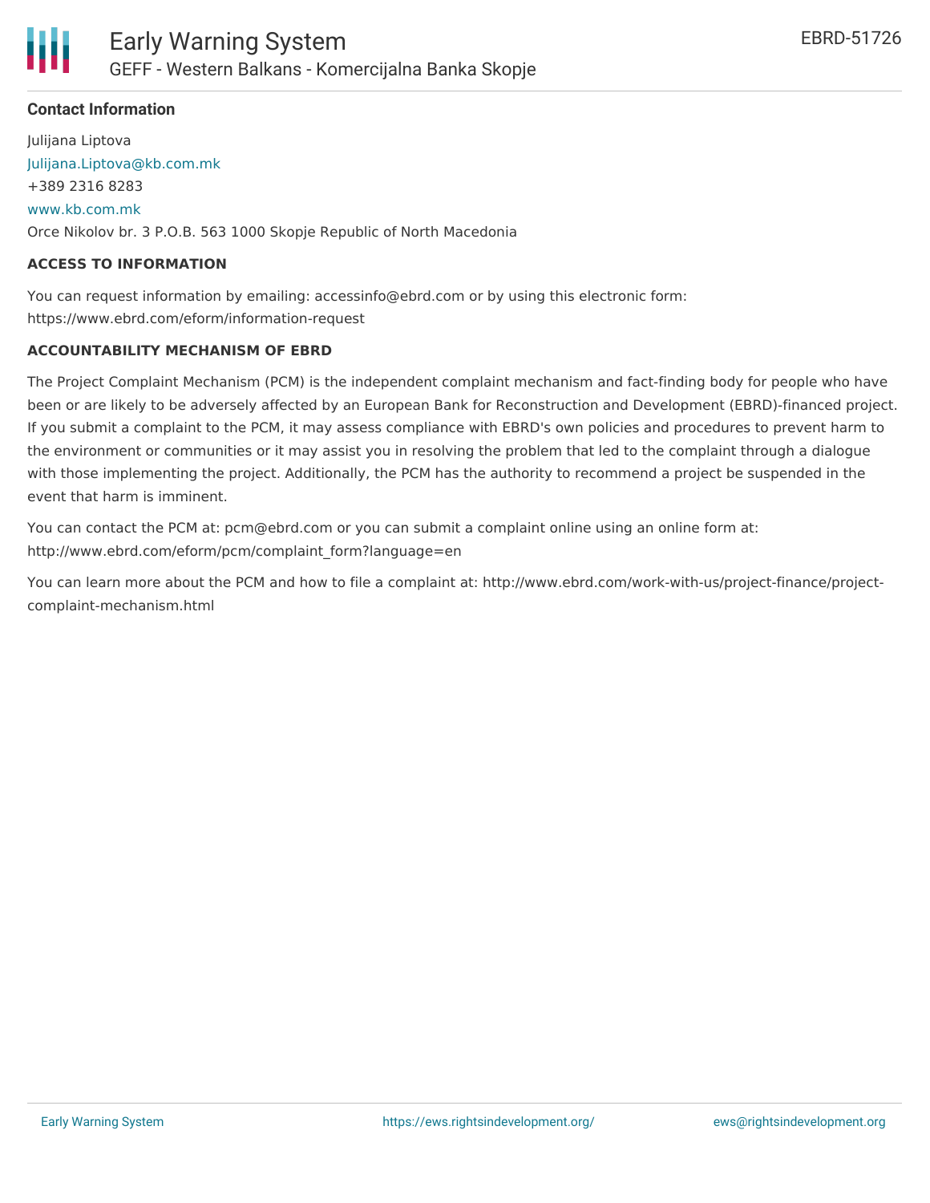**Contact Information**

Julijana Liptova
Julijana.Liptova@kb.com.mk
+389 2316 8283
www.kb.com.mk
Orce Nikolov br. 3 P.O.B. 563 1000 Skopje Republic of North Macedonia

**ACCESS TO INFORMATION**

You can request information by emailing: accessinfo@ebrd.com or by using this electronic form: https://www.ebrd.com/eform/information-request

**ACCOUNTABILITY MECHANISM OF EBRD**

The Project Complaint Mechanism (PCM) is the independent complaint mechanism and fact-finding body for people who have been or are likely to be adversely affected by an European Bank for Reconstruction and Development (EBRD)-financed project. If you submit a complaint to the PCM, it may assess compliance with EBRD's own policies and procedures to prevent harm to the environment or communities or it may assist you in resolving the problem that led to the complaint through a dialogue with those implementing the project. Additionally, the PCM has the authority to recommend a project be suspended in the event that harm is imminent.

You can contact the PCM at: pcm@ebrd.com or you can submit a complaint online using an online form at: http://www.ebrd.com/eform/pcm/complaint_form?language=en

You can learn more about the PCM and how to file a complaint at: http://www.ebrd.com/work-with-us/project-finance/project-complaint-mechanism.html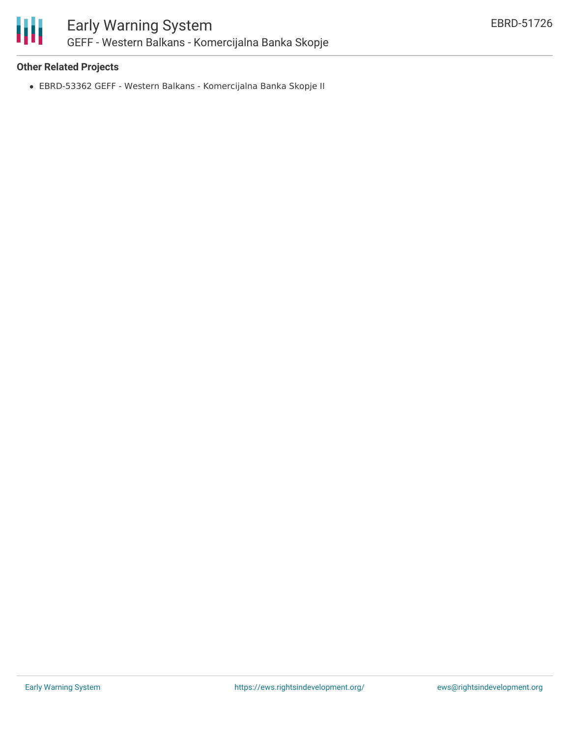**Other Related Projects**

- EBRD-53362 GEFF - Western Balkans - Komercijalna Banka Skopje II